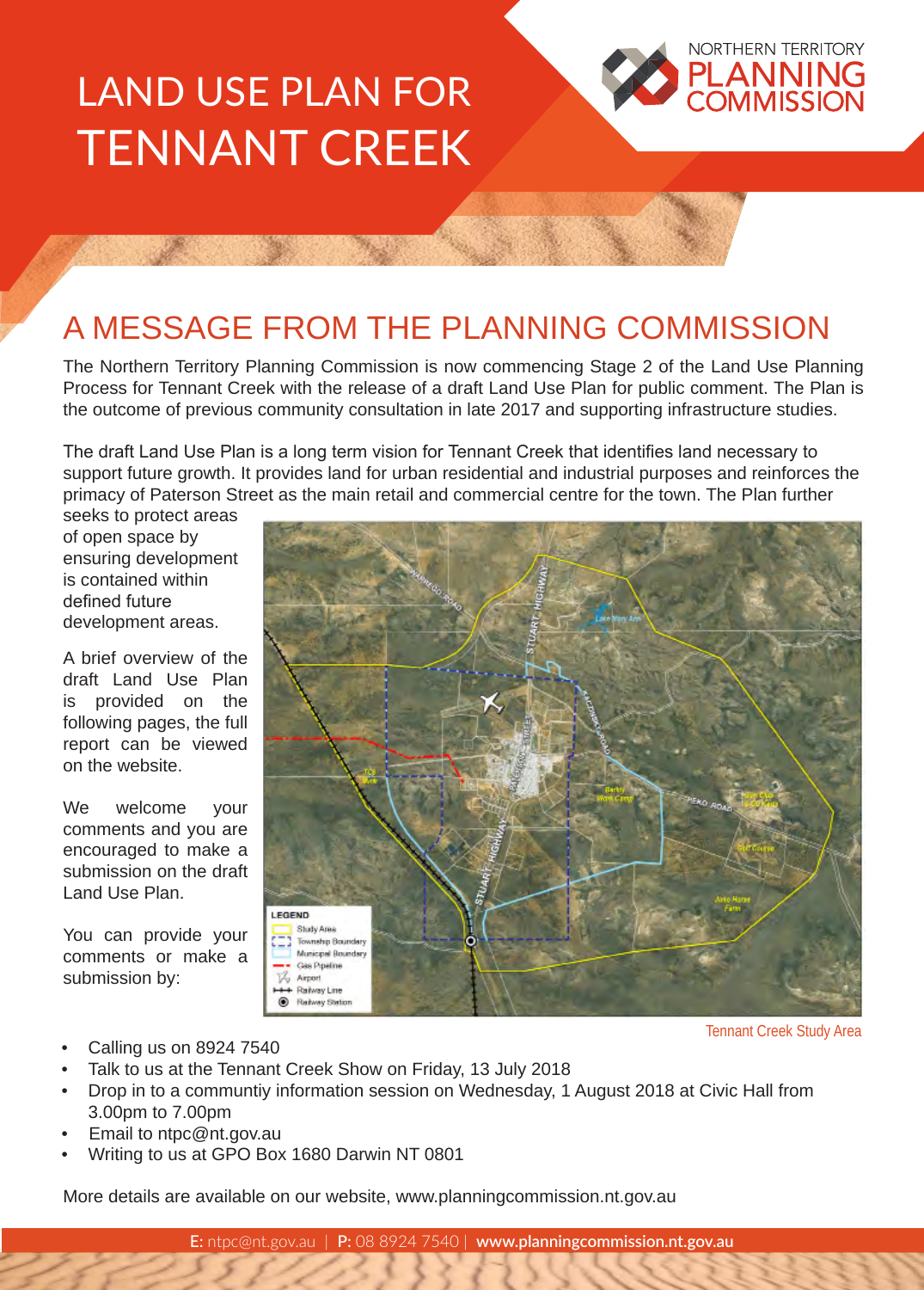# LAND USE PLAN FOR TENNANT CREEK

NORTHERN TERRITORY PLANNING COMMISSION

## A MESSAGE FROM THE PLANNING COMMISSION

The Northern Territory Planning Commission is now commencing Stage 2 of the Land Use Planning Process for Tennant Creek with the release of a draft Land Use Plan for public comment. The Plan is the outcome of previous community consultation in late 2017 and supporting infrastructure studies.

The draft Land Use Plan is a long term vision for Tennant Creek that identifies land necessary to support future growth. It provides land for urban residential and industrial purposes and reinforces the primacy of Paterson Street as the main retail and commercial centre for the town. The Plan further seeks to protect areas of open space by ensuring development is contained within defined future development areas.

A brief overview of the draft Land Use Plan is provided on the following pages, the full report can be viewed on the website.

We welcome your comments and you are encouraged to make a submission on the draft Land Use Plan.

You can provide your comments or make a submission by:

Tennant Creek Study Area

- Calling us on 8924 7540
- Talk to us at the Tennant Creek Show on Friday, 13 July 2018
- Drop in to a communtiy information session on Wednesday, 1 August 2018 at Civic Hall from 3.00pm to 7.00pm
- Email to ntpc@nt.gov.au
- Writing to us at GPO Box 1680 Darwin NT 0801

More details are available on our website, www.planningcommission.nt.gov.au

**E:** ntpc@nt.gov.au | **P:** 08 8924 7540 | **www.planningcommission.nt.gov.au**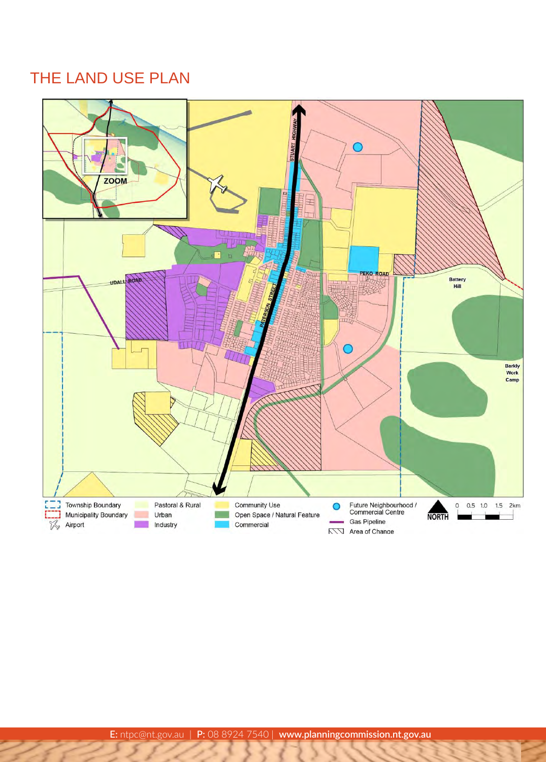# THE LAND USE PLAN

ZOOM

STUART HIGHWAY

PEKO ROAD

UDALL ROAD

PATERSON STREET

Battery Hill

Barkly Work Camp

| | | | | |
|---|---|---|---|---|
| Township Boundary | Pastoral & Rural | Community Use | Future Neighbourhood / Commercial Centre | NORTH |
| Municipality Boundary | Urban | Open Space / Natural Feature | Gas Pipeline | 0 0.5 1.0 1.5 2km |
| Airport | Industry | Commercial | Area of Change | |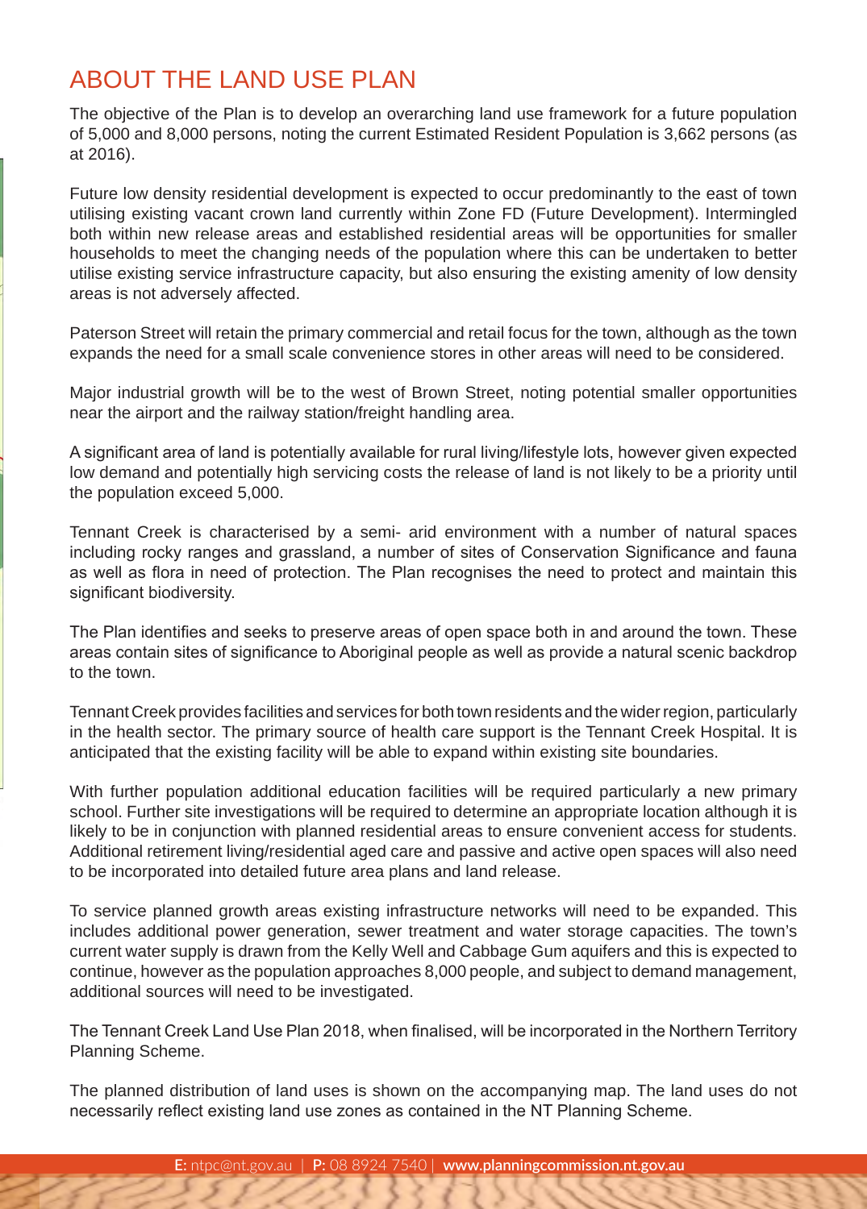## ABOUT THE LAND USE PLAN

The objective of the Plan is to develop an overarching land use framework for a future population of 5,000 and 8,000 persons, noting the current Estimated Resident Population is 3,662 persons (as at 2016).

Future low density residential development is expected to occur predominantly to the east of town utilising existing vacant crown land currently within Zone FD (Future Development). Intermingled both within new release areas and established residential areas will be opportunities for smaller households to meet the changing needs of the population where this can be undertaken to better utilise existing service infrastructure capacity, but also ensuring the existing amenity of low density areas is not adversely affected.

Paterson Street will retain the primary commercial and retail focus for the town, although as the town expands the need for a small scale convenience stores in other areas will need to be considered.

Major industrial growth will be to the west of Brown Street, noting potential smaller opportunities near the airport and the railway station/freight handling area.

A significant area of land is potentially available for rural living/lifestyle lots, however given expected low demand and potentially high servicing costs the release of land is not likely to be a priority until the population exceed 5,000.

Tennant Creek is characterised by a semi- arid environment with a number of natural spaces including rocky ranges and grassland, a number of sites of Conservation Significance and fauna as well as flora in need of protection. The Plan recognises the need to protect and maintain this significant biodiversity.

The Plan identifies and seeks to preserve areas of open space both in and around the town. These areas contain sites of significance to Aboriginal people as well as provide a natural scenic backdrop to the town.

Tennant Creek provides facilities and services for both town residents and the wider region, particularly in the health sector. The primary source of health care support is the Tennant Creek Hospital. It is anticipated that the existing facility will be able to expand within existing site boundaries.

With further population additional education facilities will be required particularly a new primary school. Further site investigations will be required to determine an appropriate location although it is likely to be in conjunction with planned residential areas to ensure convenient access for students. Additional retirement living/residential aged care and passive and active open spaces will also need to be incorporated into detailed future area plans and land release.

To service planned growth areas existing infrastructure networks will need to be expanded. This includes additional power generation, sewer treatment and water storage capacities. The town's current water supply is drawn from the Kelly Well and Cabbage Gum aquifers and this is expected to continue, however as the population approaches 8,000 people, and subject to demand management, additional sources will need to be investigated.

The Tennant Creek Land Use Plan 2018, when finalised, will be incorporated in the Northern Territory Planning Scheme.

The planned distribution of land uses is shown on the accompanying map. The land uses do not necessarily reflect existing land use zones as contained in the NT Planning Scheme.

**E:** ntpc@nt.gov.au | **P:** 08 8924 7540 | **www.planningcommission.nt.gov.au**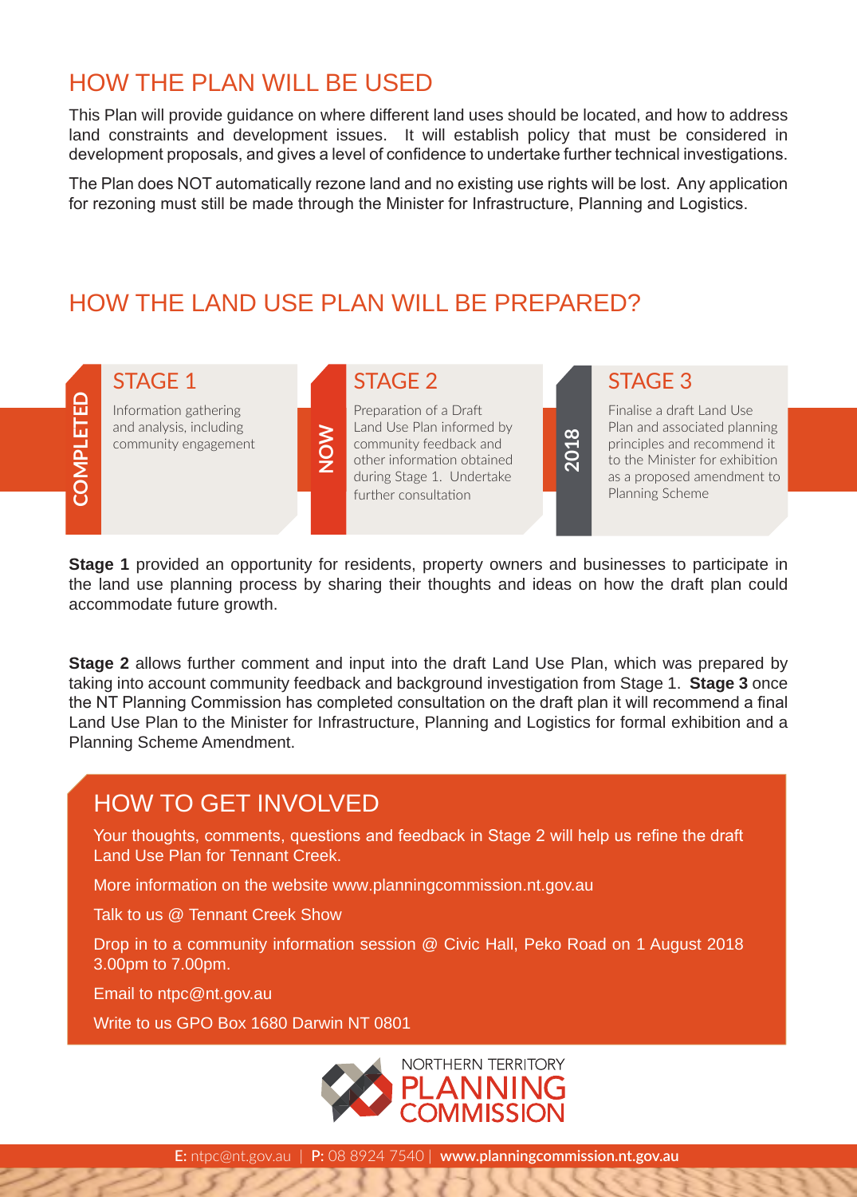## HOW THE PLAN WILL BE USED

This Plan will provide guidance on where different land uses should be located, and how to address land constraints and development issues. It will establish policy that must be considered in development proposals, and gives a level of confidence to undertake further technical investigations.

The Plan does NOT automatically rezone land and no existing use rights will be lost. Any application for rezoning must still be made through the Minister for Infrastructure, Planning and Logistics.

## HOW THE LAND USE PLAN WILL BE PREPARED?

COMPLETED

### STAGE 1

Information gathering and analysis, including community engagement

NOW

### STAGE 2

Preparation of a Draft Land Use Plan informed by community feedback and other information obtained during Stage 1. Undertake further consultation

2018

### STAGE 3

Finalise a draft Land Use Plan and associated planning principles and recommend it to the Minister for exhibition as a proposed amendment to Planning Scheme

**Stage 1** provided an opportunity for residents, property owners and businesses to participate in the land use planning process by sharing their thoughts and ideas on how the draft plan could accommodate future growth.

**Stage 2** allows further comment and input into the draft Land Use Plan, which was prepared by taking into account community feedback and background investigation from Stage 1. **Stage 3** once the NT Planning Commission has completed consultation on the draft plan it will recommend a final Land Use Plan to the Minister for Infrastructure, Planning and Logistics for formal exhibition and a Planning Scheme Amendment.

## HOW TO GET INVOLVED

Your thoughts, comments, questions and feedback in Stage 2 will help us refine the draft Land Use Plan for Tennant Creek.

More information on the website www.planningcommission.nt.gov.au

Talk to us @ Tennant Creek Show

Drop in to a community information session @ Civic Hall, Peko Road on 1 August 2018 3.00pm to 7.00pm.

Email to ntpc@nt.gov.au

Write to us GPO Box 1680 Darwin NT 0801

NORTHERN TERRITORY PLANNING COMMISSION

**E:** ntpc@nt.gov.au | **P:** 08 8924 7540 | **www.planningcommission.nt.gov.au**